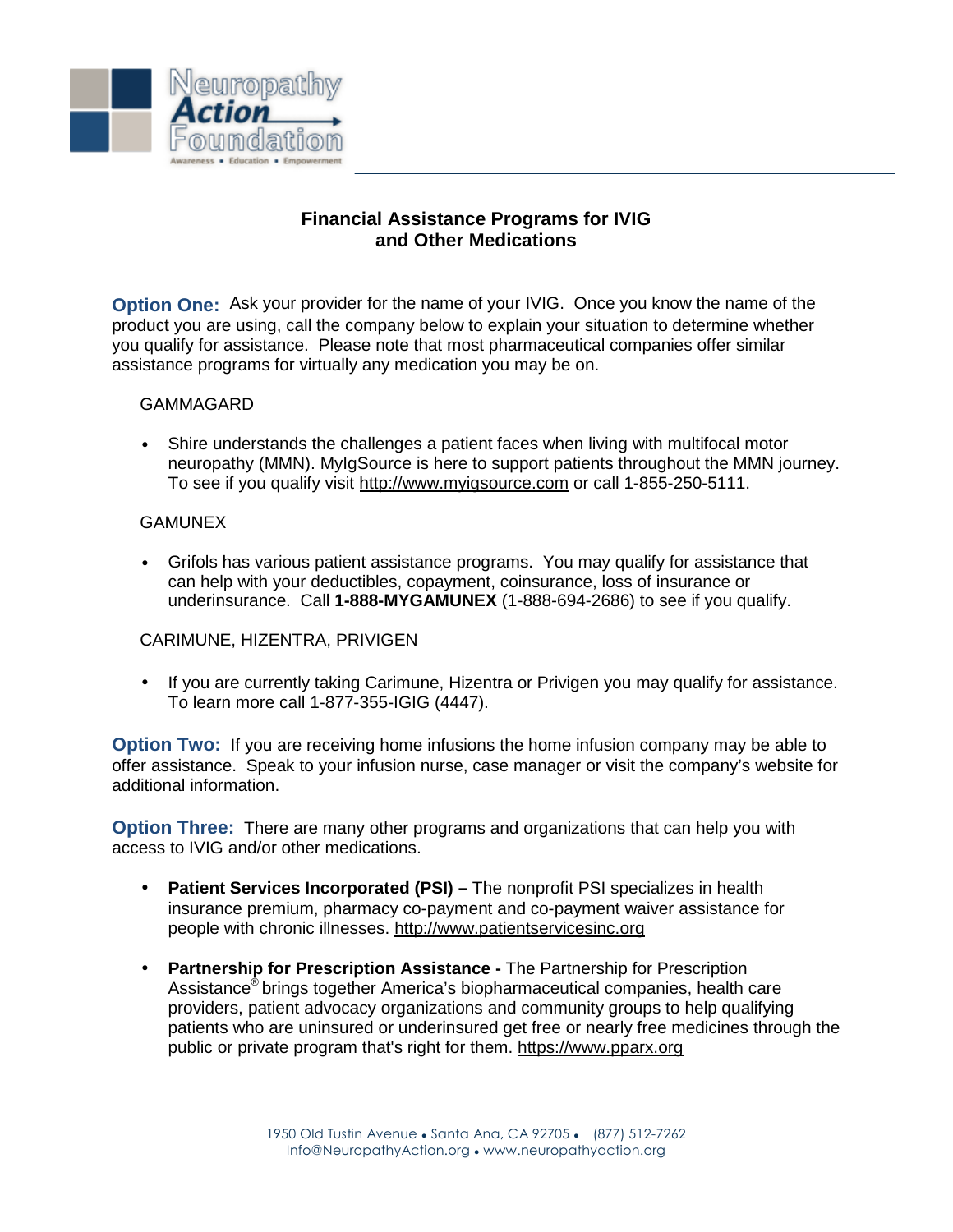Neuropathy Action Foundation

Awareness • Education • Empowerment

## Financial Assistance Programs for IVIG and Other Medications

**Option One:** Ask your provider for the name of your IVIG. Once you know the name of the product you are using, call the company below to explain your situation to determine whether you qualify for assistance. Please note that most pharmaceutical companies offer similar assistance programs for virtually any medication you may be on.

GAMMAGARD

- Shire understands the challenges a patient faces when living with multifocal motor neuropathy (MMN). MyIgSource is here to support patients throughout the MMN journey. To see if you qualify visit http://www.myigsource.com or call 1-855-250-5111.

GAMUNEX

- Grifols has various patient assistance programs. You may qualify for assistance that can help with your deductibles, copayment, coinsurance, loss of insurance or underinsurance. Call **1-888-MYGAMUNEX** (1-888-694-2686) to see if you qualify.

CARIMUNE, HIZENTRA, PRIVIGEN

- If you are currently taking Carimune, Hizentra or Privigen you may qualify for assistance. To learn more call 1-877-355-IGIG (4447).

**Option Two:** If you are receiving home infusions the home infusion company may be able to offer assistance. Speak to your infusion nurse, case manager or visit the company's website for additional information.

**Option Three:** There are many other programs and organizations that can help you with access to IVIG and/or other medications.

- **Patient Services Incorporated (PSI) –** The nonprofit PSI specializes in health insurance premium, pharmacy co-payment and co-payment waiver assistance for people with chronic illnesses. http://www.patientservicesinc.org
- **Partnership for Prescription Assistance -** The Partnership for Prescription Assistance® brings together America's biopharmaceutical companies, health care providers, patient advocacy organizations and community groups to help qualifying patients who are uninsured or underinsured get free or nearly free medicines through the public or private program that's right for them. https://www.pparx.org

1950 Old Tustin Avenue • Santa Ana, CA 92705 • (877) 512-7262
Info@NeuropathyAction.org • www.neuropathyaction.org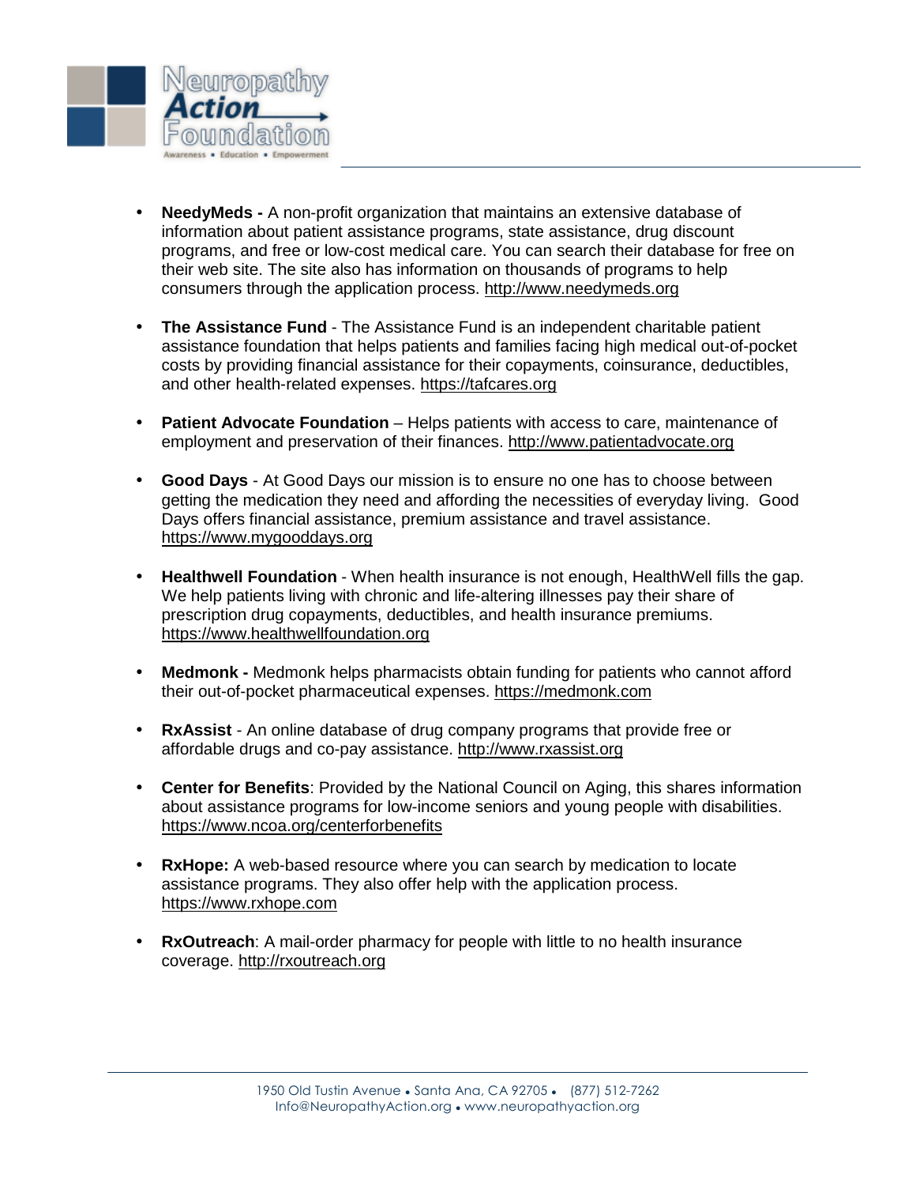- **NeedyMeds -** A non-profit organization that maintains an extensive database of information about patient assistance programs, state assistance, drug discount programs, and free or low-cost medical care. You can search their database for free on their web site. The site also has information on thousands of programs to help consumers through the application process. http://www.needymeds.org

- **The Assistance Fund** - The Assistance Fund is an independent charitable patient assistance foundation that helps patients and families facing high medical out-of-pocket costs by providing financial assistance for their copayments, coinsurance, deductibles, and other health-related expenses. https://tafcares.org

- **Patient Advocate Foundation** – Helps patients with access to care, maintenance of employment and preservation of their finances. http://www.patientadvocate.org

- **Good Days** - At Good Days our mission is to ensure no one has to choose between getting the medication they need and affording the necessities of everyday living. Good Days offers financial assistance, premium assistance and travel assistance. https://www.mygooddays.org

- **Healthwell Foundation** - When health insurance is not enough, HealthWell fills the gap. We help patients living with chronic and life-altering illnesses pay their share of prescription drug copayments, deductibles, and health insurance premiums. https://www.healthwellfoundation.org

- **Medmonk -** Medmonk helps pharmacists obtain funding for patients who cannot afford their out-of-pocket pharmaceutical expenses. https://medmonk.com

- **RxAssist** - An online database of drug company programs that provide free or affordable drugs and co-pay assistance. http://www.rxassist.org

- **Center for Benefits**: Provided by the National Council on Aging, this shares information about assistance programs for low-income seniors and young people with disabilities. https://www.ncoa.org/centerforbenefits

- **RxHope:** A web-based resource where you can search by medication to locate assistance programs. They also offer help with the application process. https://www.rxhope.com

- **RxOutreach**: A mail-order pharmacy for people with little to no health insurance coverage. http://rxoutreach.org